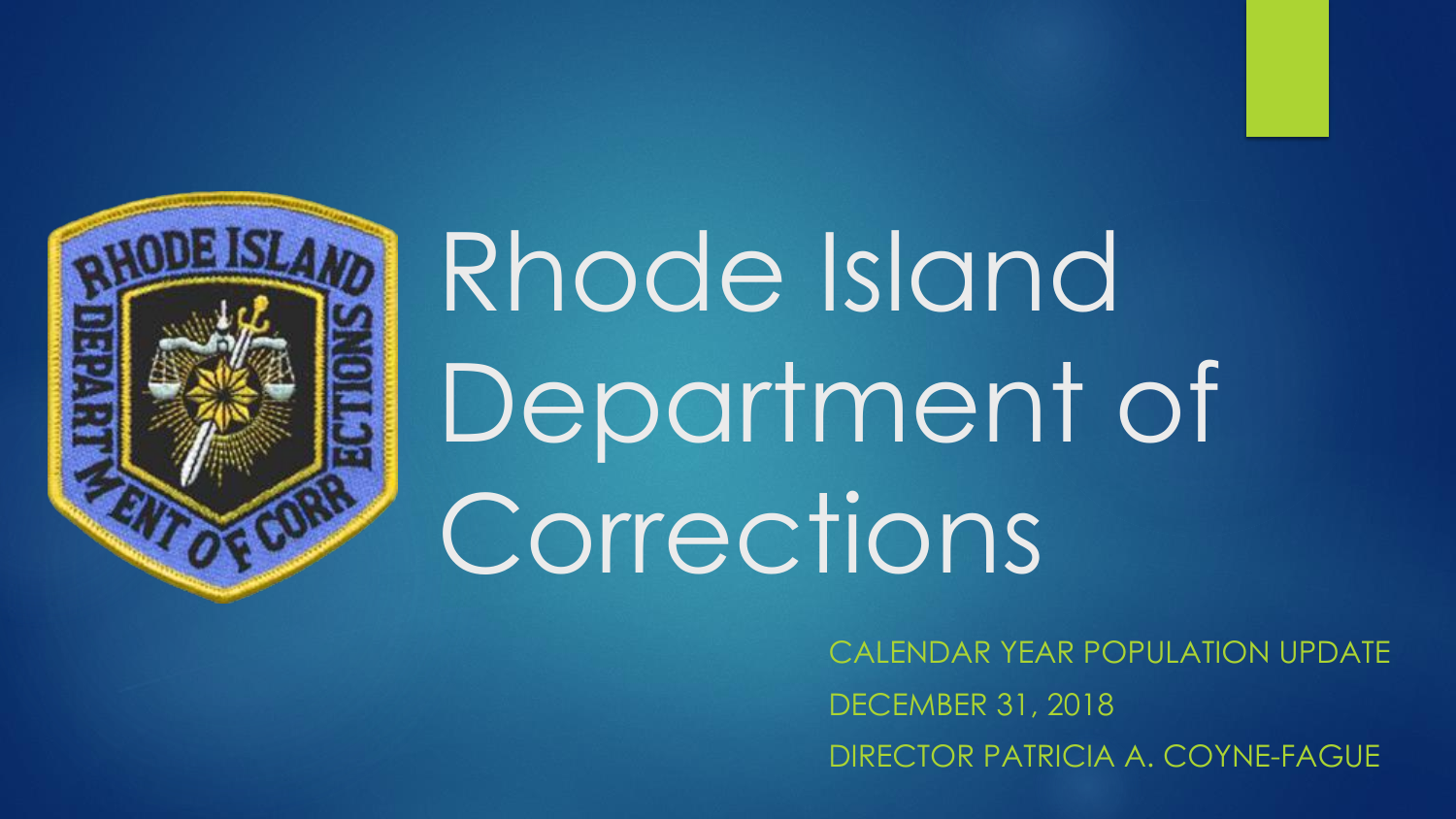# Rhode Island Department of Corrections

CALENDAR YEAR POPULATION UPDATE

DECEMBER 31, 2018

DIRECTOR PATRICIA A. COYNE-FAGUE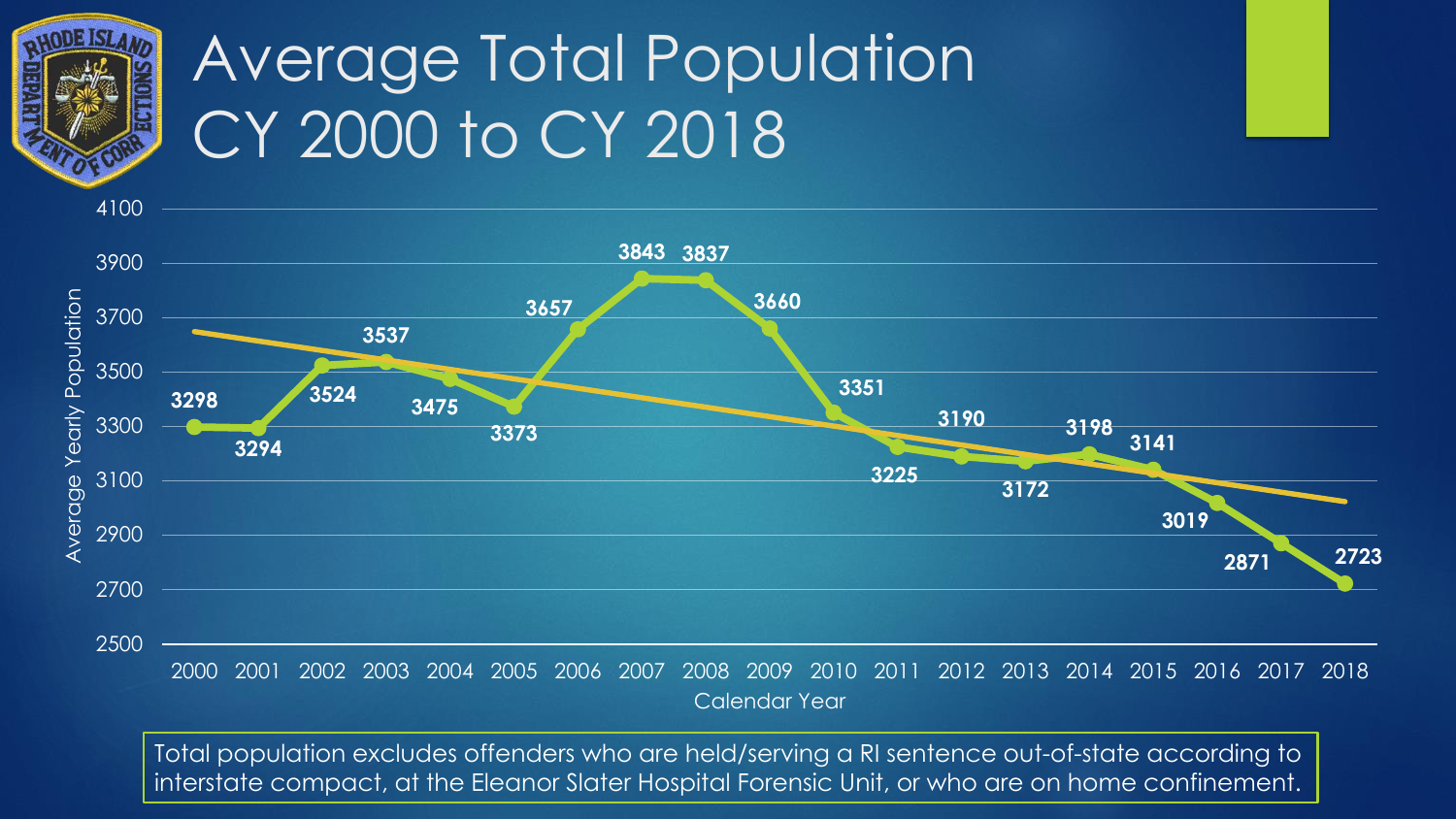# Average Total Population CY 2000 to CY 2018

| Calendar Year | Average Yearly Population |
|---|---|
| 2000 | 3298 |
| 2001 | 3294 |
| 2002 | 3524 |
| 2003 | 3537 |
| 2004 | 3475 |
| 2005 | 3373 |
| 2006 | 3657 |
| 2007 | 3843 |
| 2008 | 3837 |
| 2009 | 3660 |
| 2010 | 3351 |
| 2011 | 3225 |
| 2012 | 3190 |
| 2013 | 3172 |
| 2014 | 3198 |
| 2015 | 3141 |
| 2016 | 3019 |
| 2017 | 2871 |
| 2018 | 2723 |

Total population excludes offenders who are held/serving a RI sentence out-of-state according to interstate compact, at the Eleanor Slater Hospital Forensic Unit, or who are on home confinement.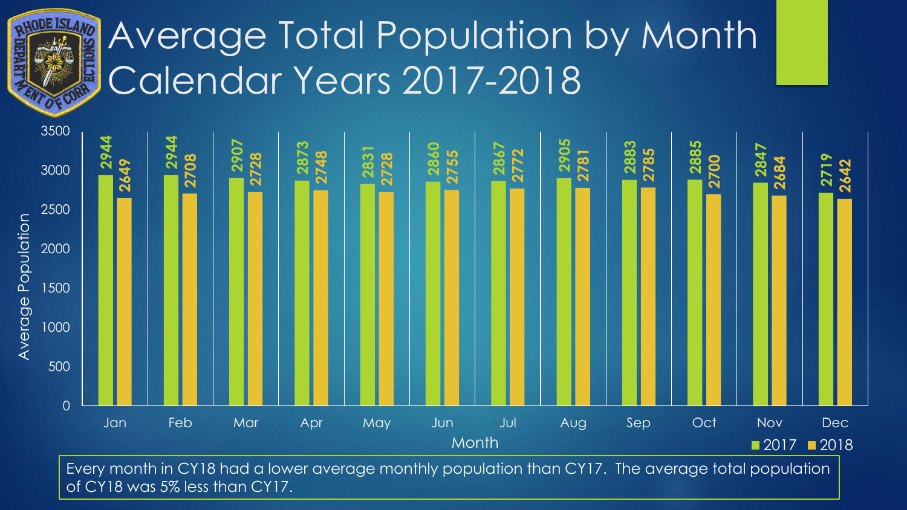# Average Total Population by Month Calendar Years 2017-2018

| Month | 2017 | 2018 |
|---|---|---|
| Jan | 2944 | 2649 |
| Feb | 2944 | 2708 |
| Mar | 2907 | 2728 |
| Apr | 2873 | 2748 |
| May | 2831 | 2728 |
| Jun | 2860 | 2755 |
| Jul | 2867 | 2772 |
| Aug | 2905 | 2781 |
| Sep | 2883 | 2785 |
| Oct | 2885 | 2700 |
| Nov | 2847 | 2684 |
| Dec | 2719 | 2642 |

Every month in CY18 had a lower average monthly population than CY17. The average total population of CY18 was 5% less than CY17.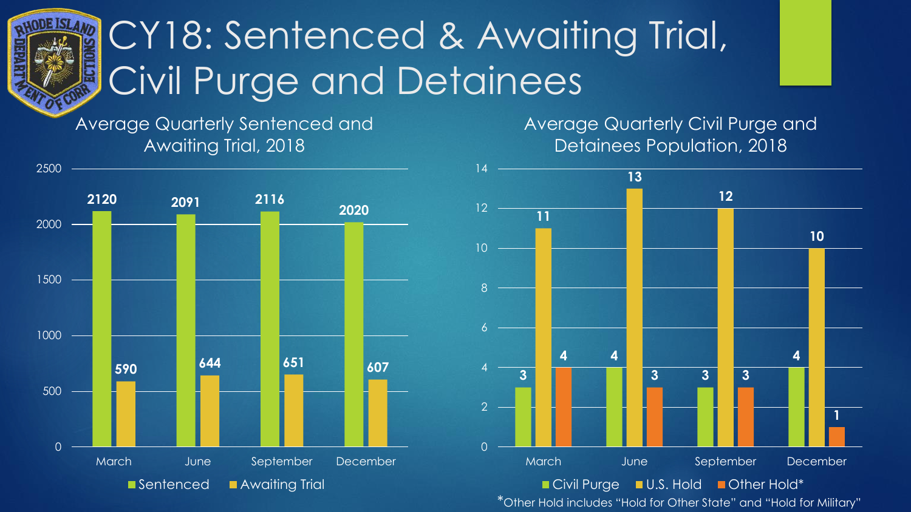# CY18: Sentenced & Awaiting Trial, Civil Purge and Detainees

## Average Quarterly Sentenced and Awaiting Trial, 2018

| | Sentenced | Awaiting Trial |
|---|---|---|
| March | 2120 | 590 |
| June | 2091 | 644 |
| September | 2116 | 651 |
| December | 2020 | 607 |

## Average Quarterly Civil Purge and Detainees Population, 2018

| | Civil Purge | U.S. Hold | Other Hold* |
|---|---|---|---|
| March | 3 | 11 | 4 |
| June | 4 | 13 | 3 |
| September | 3 | 12 | 3 |
| December | 4 | 10 | 1 |

*Other Hold includes "Hold for Other State" and "Hold for Military"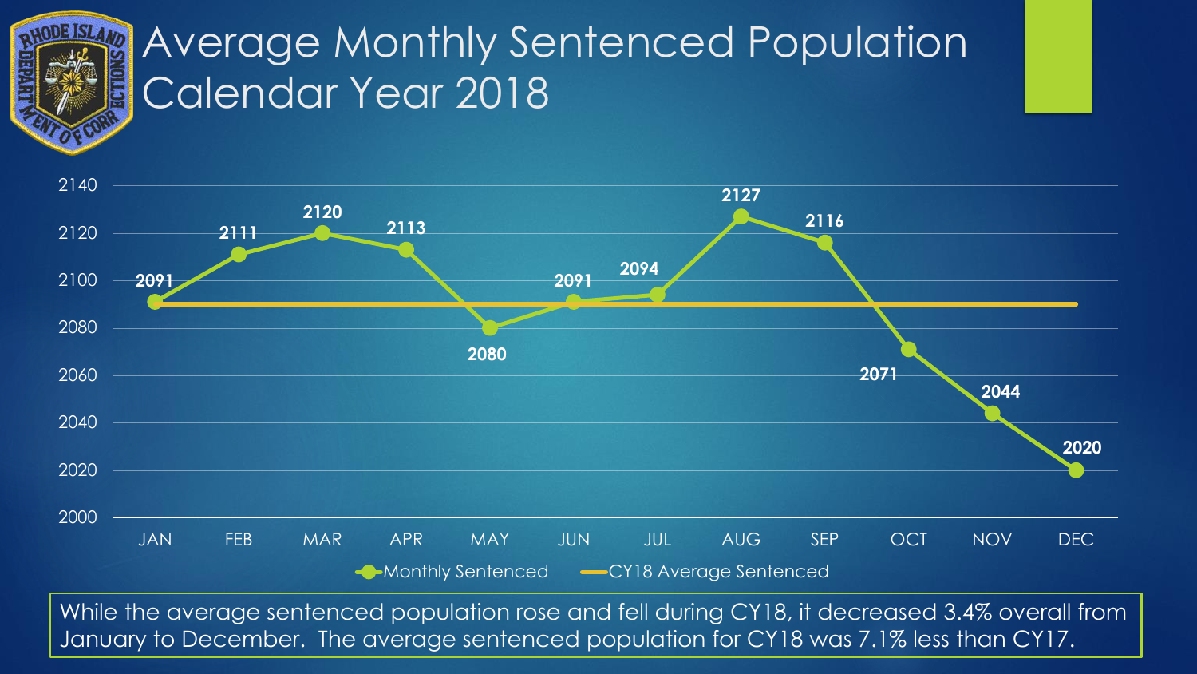# Average Monthly Sentenced Population Calendar Year 2018

| Month | Monthly Sentenced |
|---|---|
| JAN | 2091 |
| FEB | 2111 |
| MAR | 2120 |
| APR | 2113 |
| MAY | 2080 |
| JUN | 2091 |
| JUL | 2094 |
| AUG | 2127 |
| SEP | 2116 |
| OCT | 2071 |
| NOV | 2044 |
| DEC | 2020 |

Monthly Sentenced — CY18 Average Sentenced

While the average sentenced population rose and fell during CY18, it decreased 3.4% overall from January to December. The average sentenced population for CY18 was 7.1% less than CY17.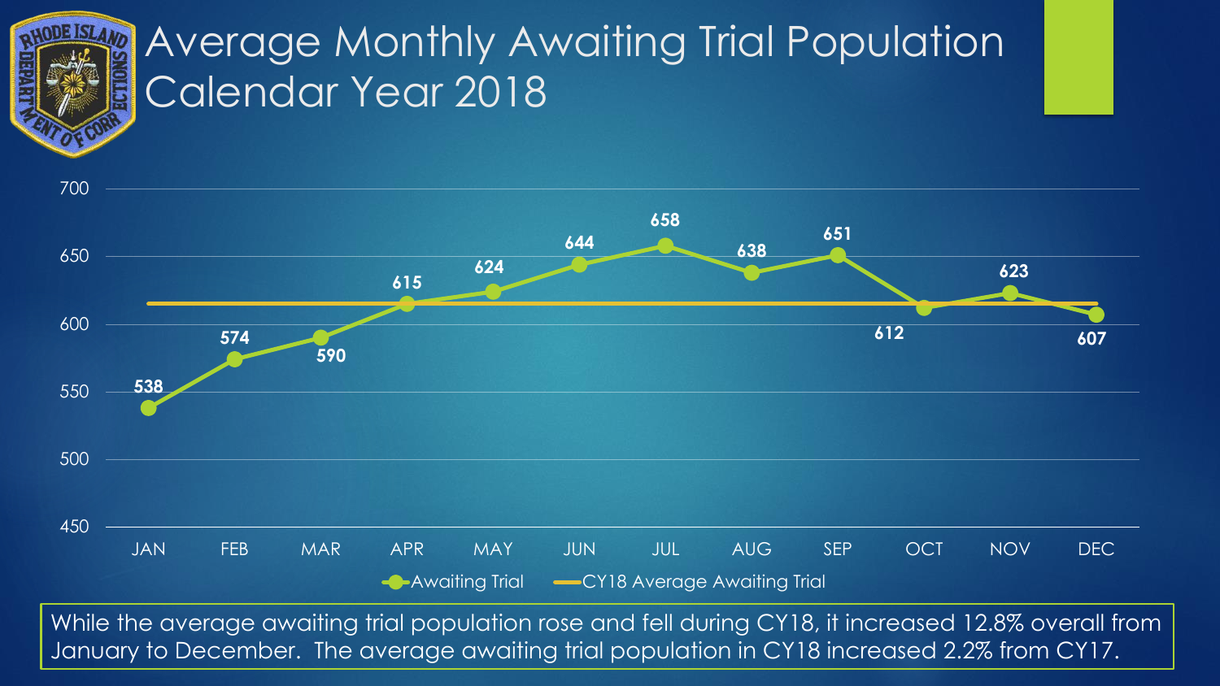# Average Monthly Awaiting Trial Population Calendar Year 2018

| Month | Awaiting Trial |
|---|---|
| JAN | 538 |
| FEB | 574 |
| MAR | 590 |
| APR | 615 |
| MAY | 624 |
| JUN | 644 |
| JUL | 658 |
| AUG | 638 |
| SEP | 651 |
| OCT | 612 |
| NOV | 623 |
| DEC | 607 |

Awaiting Trial — CY18 Average Awaiting Trial

While the average awaiting trial population rose and fell during CY18, it increased 12.8% overall from January to December. The average awaiting trial population in CY18 increased 2.2% from CY17.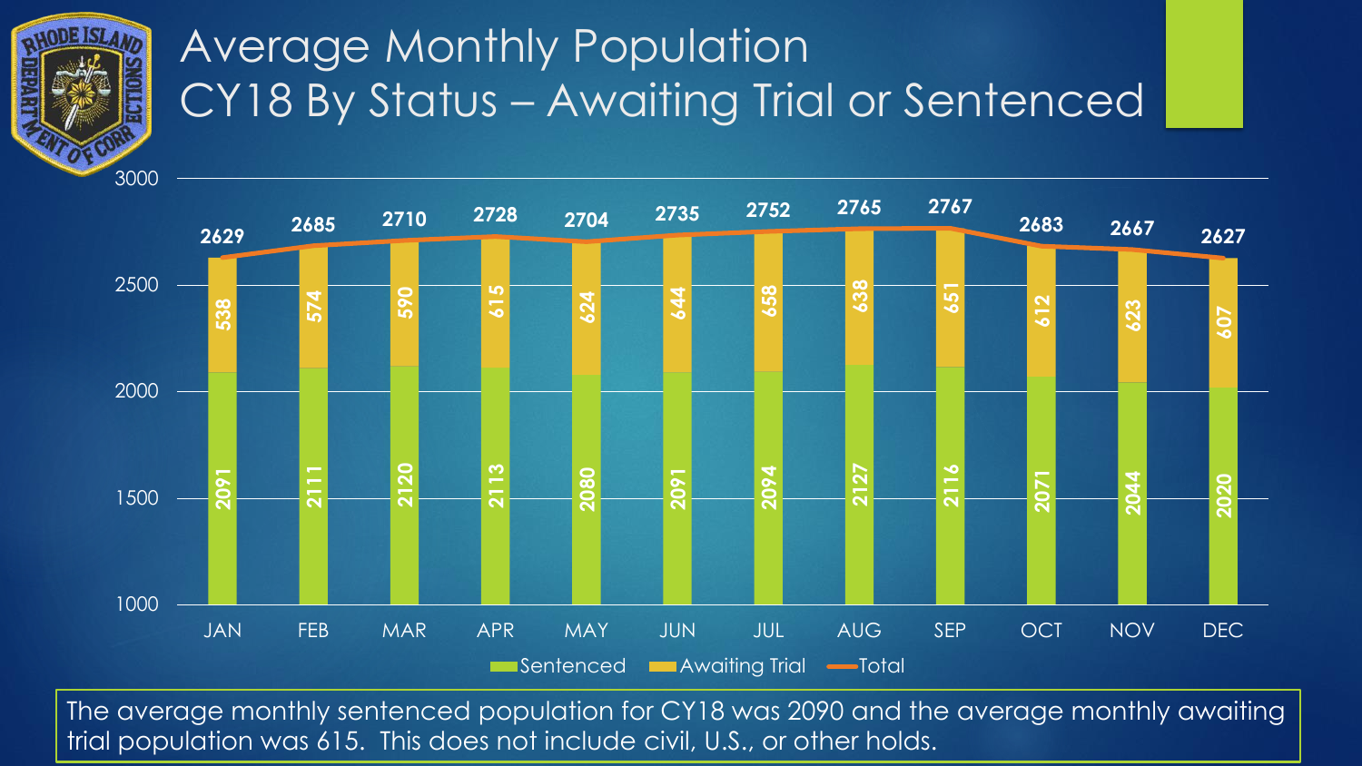# Average Monthly Population CY18 By Status – Awaiting Trial or Sentenced

| Month | Sentenced | Awaiting Trial | Total |
|---|---|---|---|
| JAN | 2091 | 538 | 2629 |
| FEB | 2111 | 574 | 2685 |
| MAR | 2120 | 590 | 2710 |
| APR | 2113 | 615 | 2728 |
| MAY | 2080 | 624 | 2704 |
| JUN | 2091 | 644 | 2735 |
| JUL | 2094 | 658 | 2752 |
| AUG | 2127 | 638 | 2765 |
| SEP | 2116 | 651 | 2767 |
| OCT | 2071 | 612 | 2683 |
| NOV | 2044 | 623 | 2667 |
| DEC | 2020 | 607 | 2627 |

The average monthly sentenced population for CY18 was 2090 and the average monthly awaiting trial population was 615. This does not include civil, U.S., or other holds.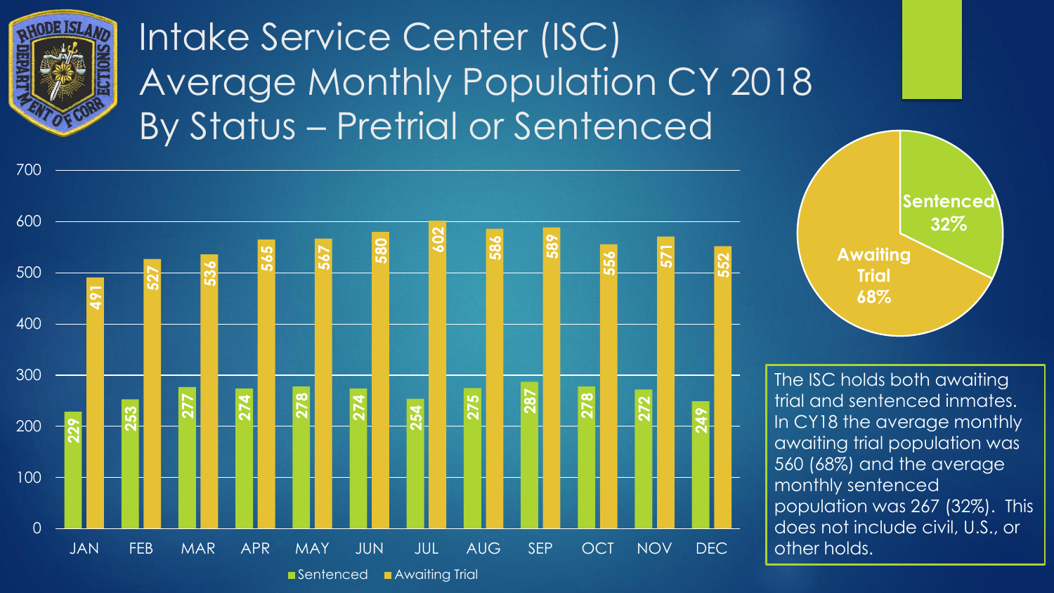# Intake Service Center (ISC) Average Monthly Population CY 2018 By Status – Pretrial or Sentenced

| Month | Sentenced | Awaiting Trial |
| --- | --- | --- |
| JAN | 229 | 491 |
| FEB | 253 | 527 |
| MAR | 277 | 536 |
| APR | 274 | 565 |
| MAY | 278 | 567 |
| JUN | 274 | 580 |
| JUL | 254 | 602 |
| AUG | 275 | 586 |
| SEP | 287 | 589 |
| OCT | 278 | 556 |
| NOV | 272 | 571 |
| DEC | 249 | 552 |

| Status | Share |
| --- | --- |
| Sentenced | 32% |
| Awaiting Trial | 68% |

The ISC holds both awaiting trial and sentenced inmates. In CY18 the average monthly awaiting trial population was 560 (68%) and the average monthly sentenced population was 267 (32%). This does not include civil, U.S., or other holds.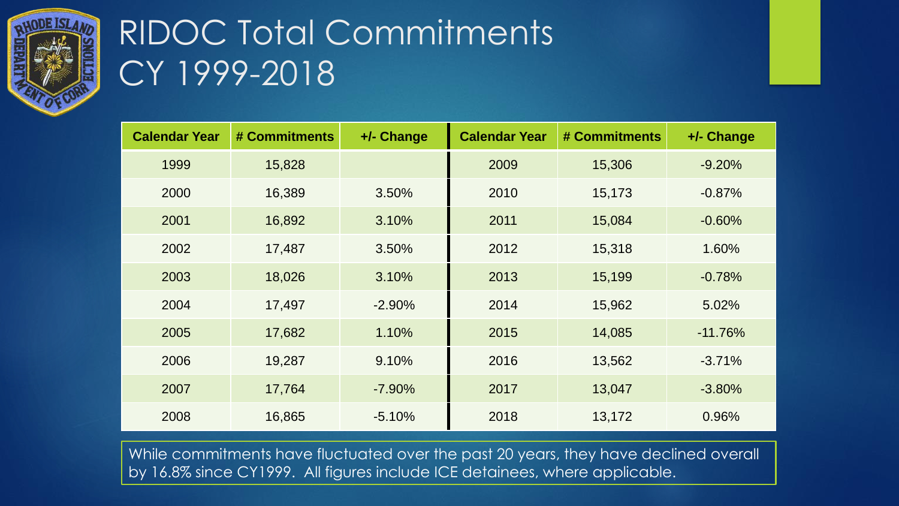# RIDOC Total Commitments CY 1999-2018

| Calendar Year | # Commitments | +/- Change | Calendar Year | # Commitments | +/- Change |
|---|---|---|---|---|---|
| 1999 | 15,828 | | 2009 | 15,306 | -9.20% |
| 2000 | 16,389 | 3.50% | 2010 | 15,173 | -0.87% |
| 2001 | 16,892 | 3.10% | 2011 | 15,084 | -0.60% |
| 2002 | 17,487 | 3.50% | 2012 | 15,318 | 1.60% |
| 2003 | 18,026 | 3.10% | 2013 | 15,199 | -0.78% |
| 2004 | 17,497 | -2.90% | 2014 | 15,962 | 5.02% |
| 2005 | 17,682 | 1.10% | 2015 | 14,085 | -11.76% |
| 2006 | 19,287 | 9.10% | 2016 | 13,562 | -3.71% |
| 2007 | 17,764 | -7.90% | 2017 | 13,047 | -3.80% |
| 2008 | 16,865 | -5.10% | 2018 | 13,172 | 0.96% |

While commitments have fluctuated over the past 20 years, they have declined overall by 16.8% since CY1999. All figures include ICE detainees, where applicable.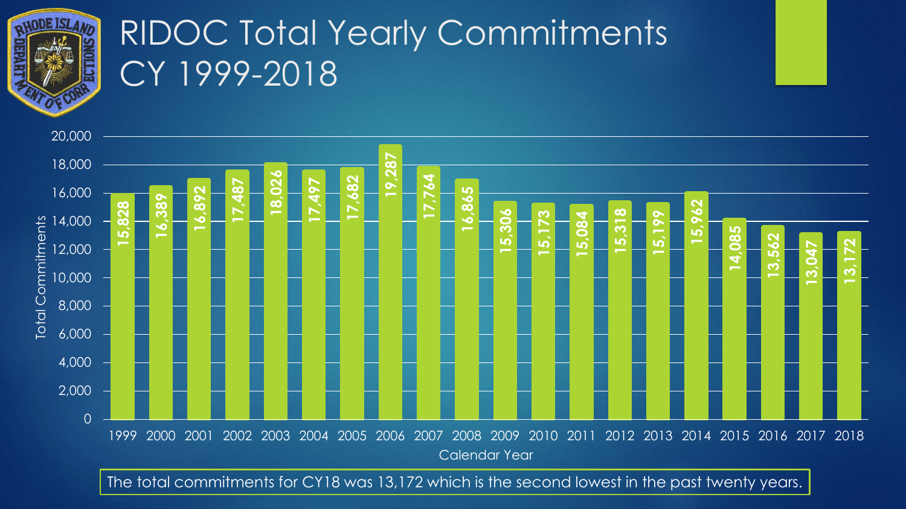# RIDOC Total Yearly Commitments CY 1999-2018

| Calendar Year | Total Commitments |
|---|---|
| 1999 | 15,828 |
| 2000 | 16,389 |
| 2001 | 16,892 |
| 2002 | 17,487 |
| 2003 | 18,026 |
| 2004 | 17,497 |
| 2005 | 17,682 |
| 2006 | 19,287 |
| 2007 | 17,764 |
| 2008 | 16,865 |
| 2009 | 15,306 |
| 2010 | 15,173 |
| 2011 | 15,084 |
| 2012 | 15,318 |
| 2013 | 15,199 |
| 2014 | 15,962 |
| 2015 | 14,085 |
| 2016 | 13,562 |
| 2017 | 13,047 |
| 2018 | 13,172 |

The total commitments for CY18 was 13,172 which is the second lowest in the past twenty years.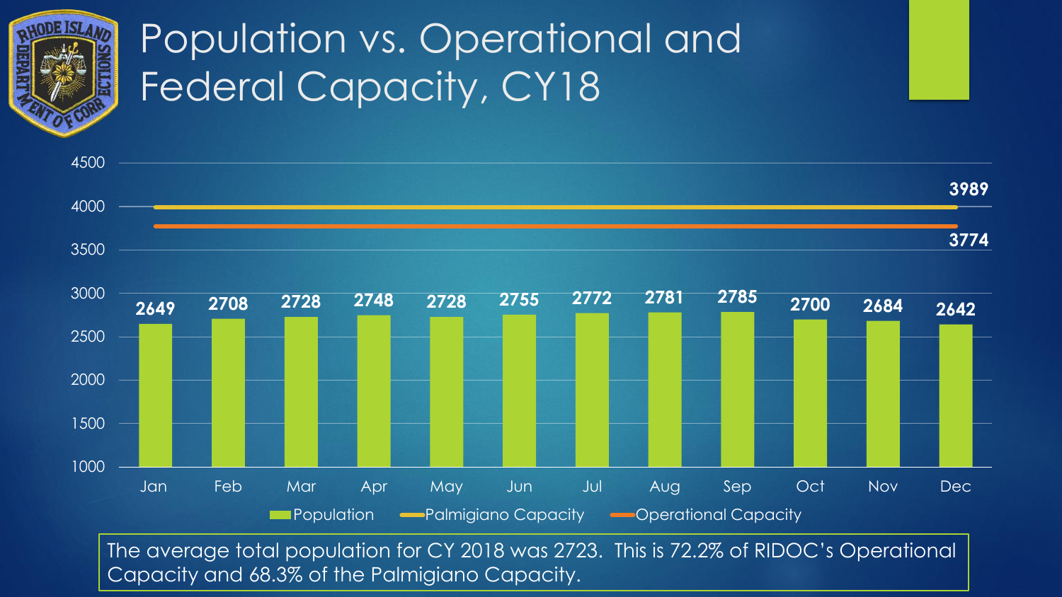# Population vs. Operational and Federal Capacity, CY18

| Month | Population | Palmigiano Capacity | Operational Capacity |
|---|---|---|---|
| Jan | 2649 | 3989 | 3774 |
| Feb | 2708 | 3989 | 3774 |
| Mar | 2728 | 3989 | 3774 |
| Apr | 2748 | 3989 | 3774 |
| May | 2728 | 3989 | 3774 |
| Jun | 2755 | 3989 | 3774 |
| Jul | 2772 | 3989 | 3774 |
| Aug | 2781 | 3989 | 3774 |
| Sep | 2785 | 3989 | 3774 |
| Oct | 2700 | 3989 | 3774 |
| Nov | 2684 | 3989 | 3774 |
| Dec | 2642 | 3989 | 3774 |

The average total population for CY 2018 was 2723. This is 72.2% of RIDOC's Operational Capacity and 68.3% of the Palmigiano Capacity.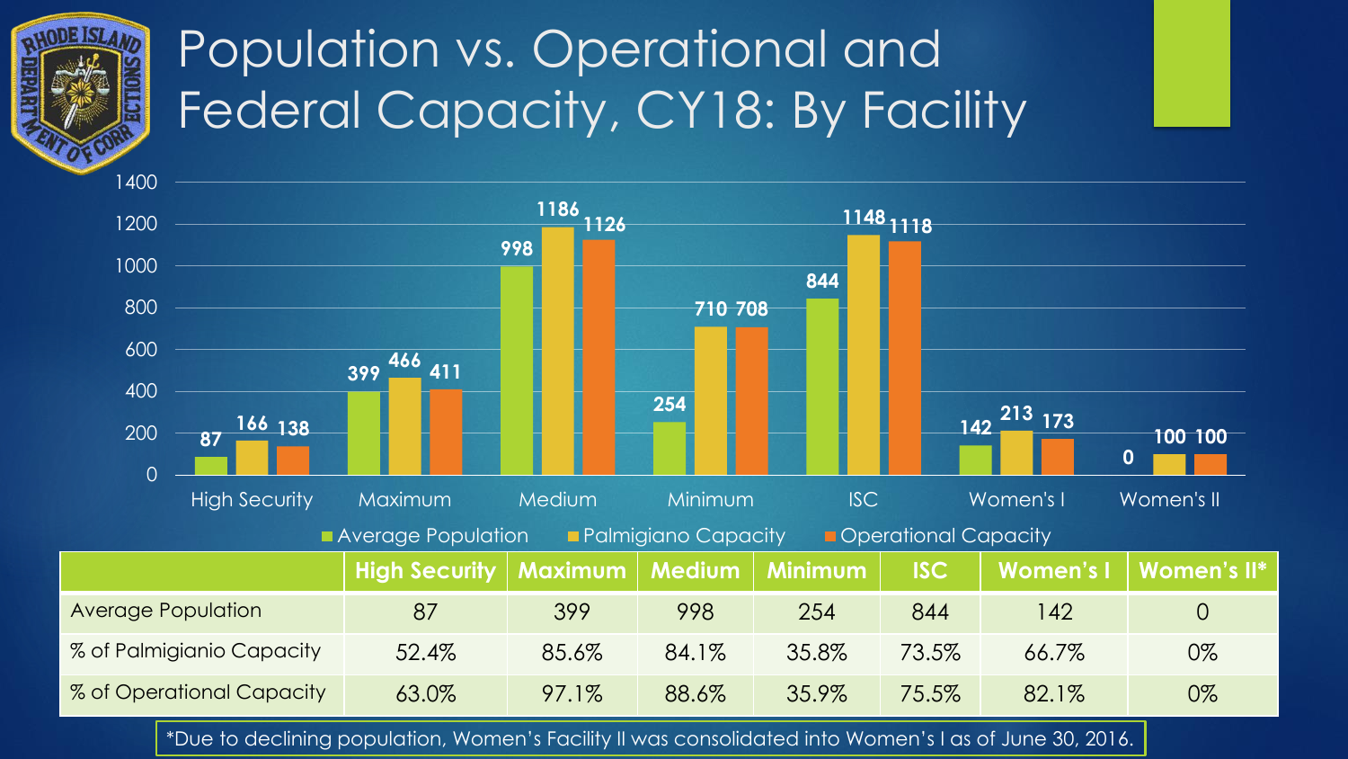# Population vs. Operational and Federal Capacity, CY18: By Facility

| | High Security | Maximum | Medium | Minimum | ISC | Women's I | Women's II |
|---|---|---|---|---|---|---|---|
| Average Population | 87 | 399 | 998 | 254 | 844 | 142 | 0 |
| Palmigiano Capacity | 166 | 466 | 1186 | 710 | 1148 | 213 | 100 |
| Operational Capacity | 138 | 411 | 1126 | 708 | 1118 | 173 | 100 |

| | High Security | Maximum | Medium | Minimum | ISC | Women's I | Women's II* |
|---|---|---|---|---|---|---|---|
| Average Population | 87 | 399 | 998 | 254 | 844 | 142 | 0 |
| % of Palmigiano Capacity | 52.4% | 85.6% | 84.1% | 35.8% | 73.5% | 66.7% | 0% |
| % of Operational Capacity | 63.0% | 97.1% | 88.6% | 35.9% | 75.5% | 82.1% | 0% |

*Due to declining population, Women's Facility II was consolidated into Women's I as of June 30, 2016.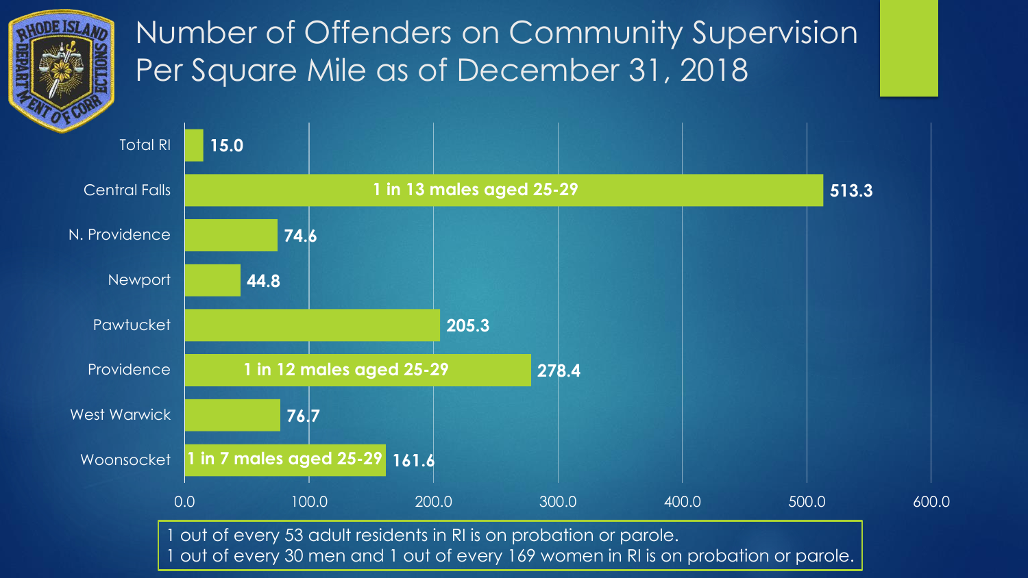# Number of Offenders on Community Supervision Per Square Mile as of December 31, 2018

| Area | Offenders per Square Mile | Note |
| --- | --- | --- |
| Total RI | 15.0 | |
| Central Falls | 513.3 | 1 in 13 males aged 25-29 |
| N. Providence | 74.6 | |
| Newport | 44.8 | |
| Pawtucket | 205.3 | |
| Providence | 278.4 | 1 in 12 males aged 25-29 |
| West Warwick | 76.7 | |
| Woonsocket | 161.6 | 1 in 7 males aged 25-29 |

1 out of every 53 adult residents in RI is on probation or parole.
1 out of every 30 men and 1 out of every 169 women in RI is on probation or parole.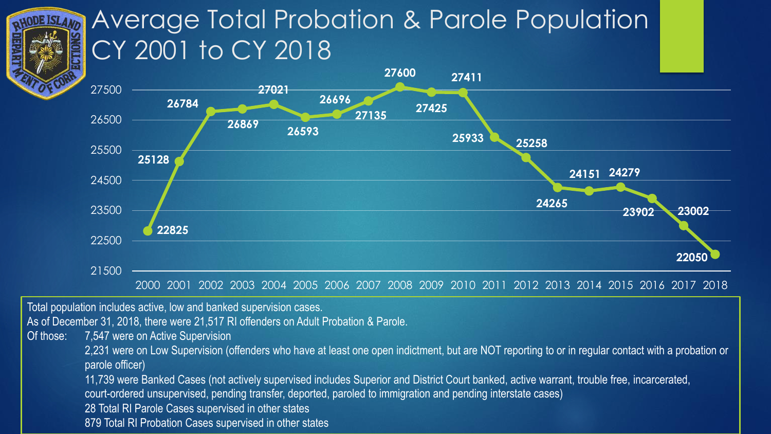# Average Total Probation & Parole Population CY 2001 to CY 2018

| Year | Population |
|---|---|
| 2000 | 22825 |
| 2001 | 25128 |
| 2002 | 26784 |
| 2003 | 26869 |
| 2004 | 27021 |
| 2005 | 26593 |
| 2006 | 26696 |
| 2007 | 27135 |
| 2008 | 27600 |
| 2009 | 27425 |
| 2010 | 27411 |
| 2011 | 25933 |
| 2012 | 25258 |
| 2013 | 24265 |
| 2014 | 24151 |
| 2015 | 24279 |
| 2016 | 23902 |
| 2017 | 23002 |
| 2018 | 22050 |

Total population includes active, low and banked supervision cases.

As of December 31, 2018, there were 21,517 RI offenders on Adult Probation & Parole.

Of those:

- 7,547 were on Active Supervision
- 2,231 were on Low Supervision (offenders who have at least one open indictment, but are NOT reporting to or in regular contact with a probation or parole officer)
- 11,739 were Banked Cases (not actively supervised includes Superior and District Court banked, active warrant, trouble free, incarcerated, court-ordered unsupervised, pending transfer, deported, paroled to immigration and pending interstate cases)
- 28 Total RI Parole Cases supervised in other states
- 879 Total RI Probation Cases supervised in other states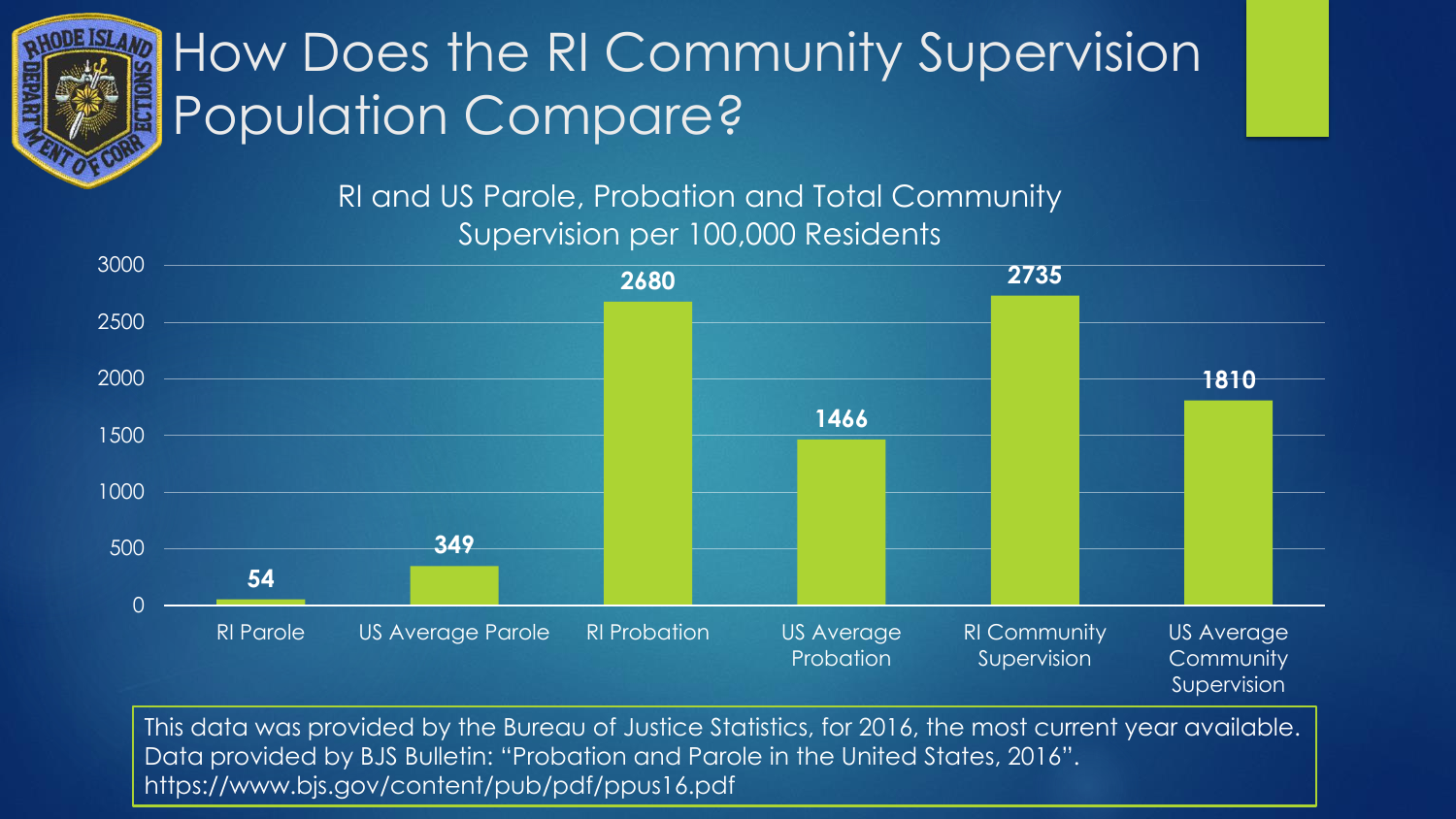# How Does the RI Community Supervision Population Compare?

RI and US Parole, Probation and Total Community Supervision per 100,000 Residents

| Category | Per 100,000 Residents |
| --- | --- |
| RI Parole | 54 |
| US Average Parole | 349 |
| RI Probation | 2680 |
| US Average Probation | 1466 |
| RI Community Supervision | 2735 |
| US Average Community Supervision | 1810 |

This data was provided by the Bureau of Justice Statistics, for 2016, the most current year available. Data provided by BJS Bulletin: "Probation and Parole in the United States, 2016". https://www.bjs.gov/content/pub/pdf/ppus16.pdf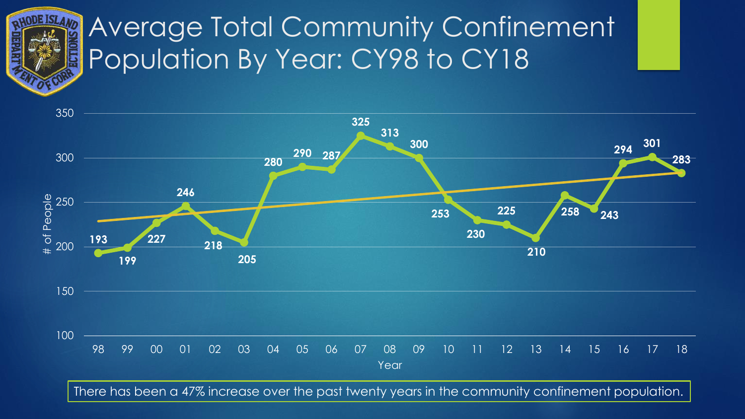# Average Total Community Confinement Population By Year: CY98 to CY18

| Year | # of People |
|---|---|
| 98 | 193 |
| 99 | 199 |
| 00 | 227 |
| 01 | 246 |
| 02 | 218 |
| 03 | 205 |
| 04 | 280 |
| 05 | 290 |
| 06 | 287 |
| 07 | 325 |
| 08 | 313 |
| 09 | 300 |
| 10 | 253 |
| 11 | 230 |
| 12 | 225 |
| 13 | 210 |
| 14 | 258 |
| 15 | 243 |
| 16 | 294 |
| 17 | 301 |
| 18 | 283 |

There has been a 47% increase over the past twenty years in the community confinement population.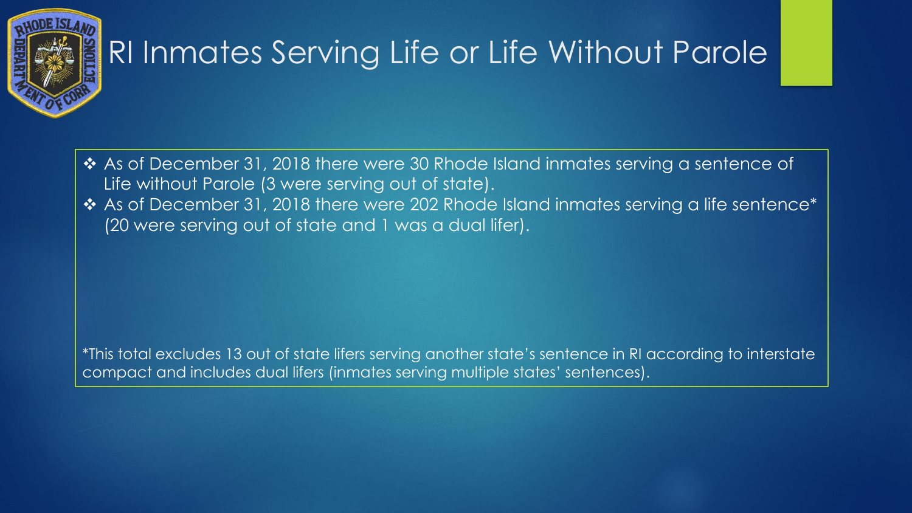# RI Inmates Serving Life or Life Without Parole

- As of December 31, 2018 there were 30 Rhode Island inmates serving a sentence of Life without Parole (3 were serving out of state).
- As of December 31, 2018 there were 202 Rhode Island inmates serving a life sentence* (20 were serving out of state and 1 was a dual lifer).

*This total excludes 13 out of state lifers serving another state's sentence in RI according to interstate compact and includes dual lifers (inmates serving multiple states' sentences).